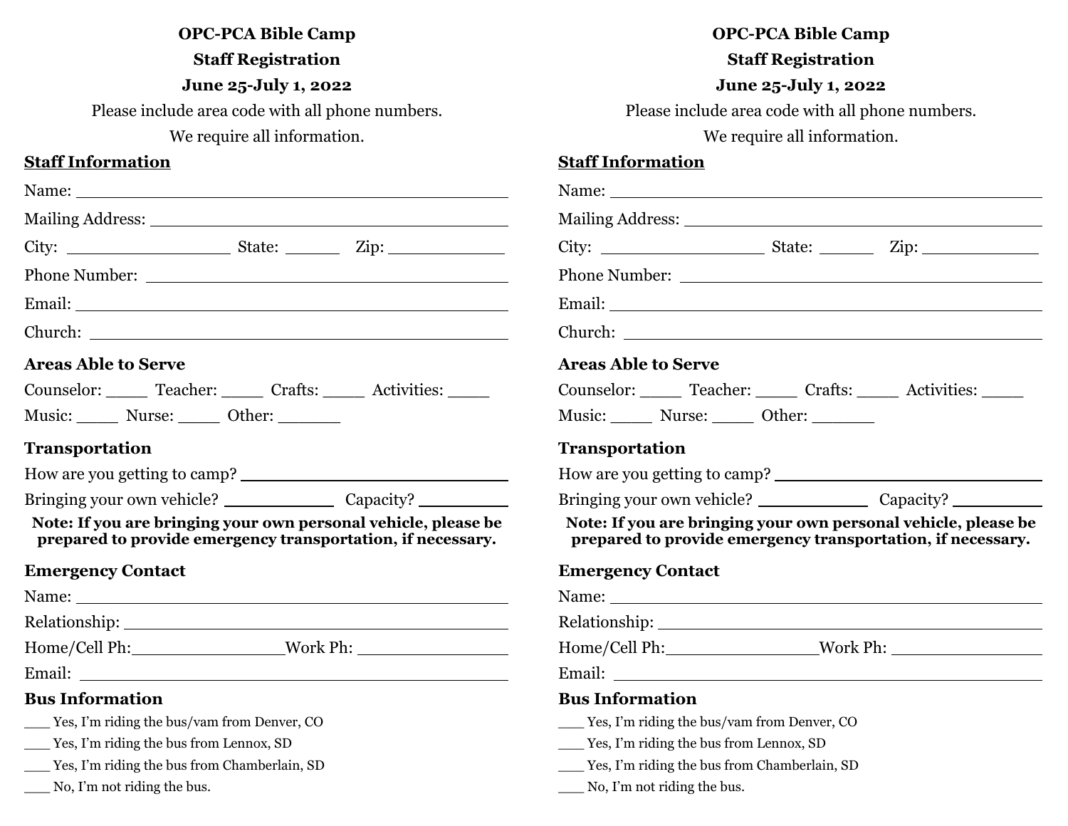**OPC-PCA Bible Camp**

**Staff Registration**

**June 25-July 1, 2022**

Please include area code with all phone numbers.

We require all information.

## Staff Information

Name: ____________________________________________

Mailing Address: ____________________________________

City: ________________ State: ______ Zip: ____________

Phone Number: ______________________________________

Email: ____________________________________________

Church: ___________________________________________

### Areas Able to Serve

Counselor: _____ Teacher: _____ Crafts: _____ Activities: _____

Music: _____ Nurse: _____ Other: _______

### Transportation

How are you getting to camp? ___________________________

Bringing your own vehicle? ____________ Capacity? __________

**Note: If you are bringing your own personal vehicle, please be prepared to provide emergency transportation, if necessary.**

### Emergency Contact

Name: ____________________________________________

Relationship: _______________________________________

Home/Cell Ph:________________Work Ph: ________________

Email: ____________________________________________

### Bus Information

___ Yes, I'm riding the bus/vam from Denver, CO

___ Yes, I'm riding the bus from Lennox, SD

___ Yes, I'm riding the bus from Chamberlain, SD

___ No, I'm not riding the bus.

---

**OPC-PCA Bible Camp**

**Staff Registration**

**June 25-July 1, 2022**

Please include area code with all phone numbers.

We require all information.

## Staff Information

Name: ____________________________________________

Mailing Address: ____________________________________

City: ________________ State: ______ Zip: ____________

Phone Number: ______________________________________

Email: ____________________________________________

Church: ___________________________________________

### Areas Able to Serve

Counselor: _____ Teacher: _____ Crafts: _____ Activities: _____

Music: _____ Nurse: _____ Other: _______

### Transportation

How are you getting to camp? ___________________________

Bringing your own vehicle? ____________ Capacity? __________

**Note: If you are bringing your own personal vehicle, please be prepared to provide emergency transportation, if necessary.**

### Emergency Contact

Name: ____________________________________________

Relationship: _______________________________________

Home/Cell Ph:________________Work Ph: ________________

Email: ____________________________________________

### Bus Information

___ Yes, I'm riding the bus/vam from Denver, CO

___ Yes, I'm riding the bus from Lennox, SD

___ Yes, I'm riding the bus from Chamberlain, SD

___ No, I'm not riding the bus.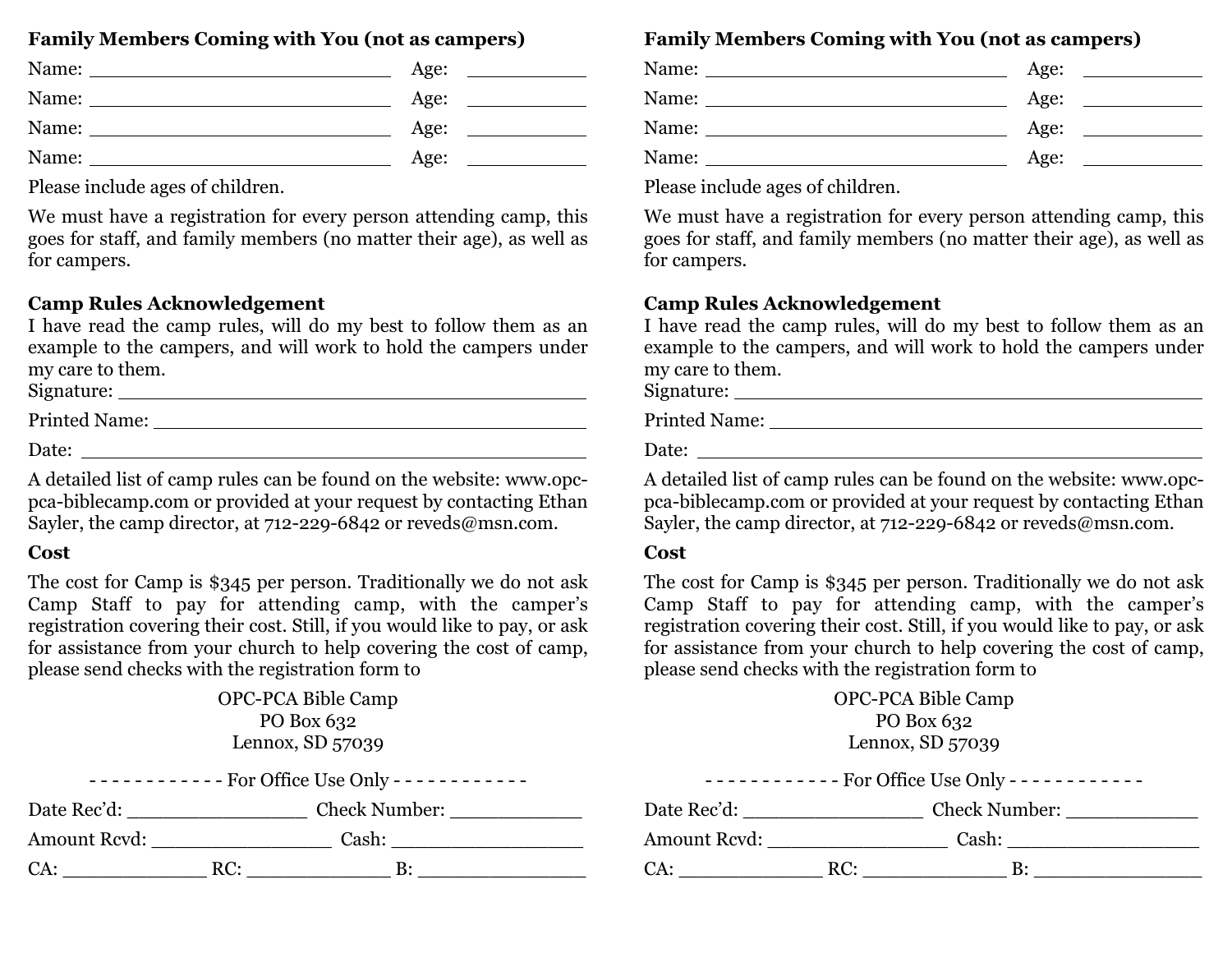**Family Members Coming with You (not as campers)**

Name: ______________________________ Age: __________

Name: ______________________________ Age: __________

Name: ______________________________ Age: __________

Name: ______________________________ Age: __________

Please include ages of children.

We must have a registration for every person attending camp, this goes for staff, and family members (no matter their age), as well as for campers.

**Camp Rules Acknowledgement**

I have read the camp rules, will do my best to follow them as an example to the campers, and will work to hold the campers under my care to them.

Signature: ____________________________________________

Printed Name: ________________________________________

Date: ________________________________________________

A detailed list of camp rules can be found on the website: www.opc-pca-biblecamp.com or provided at your request by contacting Ethan Sayler, the camp director, at 712-229-6842 or reveds@msn.com.

**Cost**

The cost for Camp is $345 per person. Traditionally we do not ask Camp Staff to pay for attending camp, with the camper's registration covering their cost. Still, if you would like to pay, or ask for assistance from your church to help covering the cost of camp, please send checks with the registration form to

OPC-PCA Bible Camp
PO Box 632
Lennox, SD 57039

- - - - - - - - - - - - For Office Use Only - - - - - - - - - - - -

Date Rec'd: ________________ Check Number: ____________

Amount Rcvd: ________________ Cash: _________________

CA: _____________ RC: _____________ B: _______________

**Family Members Coming with You (not as campers)**

Name: ______________________________ Age: __________

Name: ______________________________ Age: __________

Name: ______________________________ Age: __________

Name: ______________________________ Age: __________

Please include ages of children.

We must have a registration for every person attending camp, this goes for staff, and family members (no matter their age), as well as for campers.

**Camp Rules Acknowledgement**

I have read the camp rules, will do my best to follow them as an example to the campers, and will work to hold the campers under my care to them.

Signature: ____________________________________________

Printed Name: ________________________________________

Date: ________________________________________________

A detailed list of camp rules can be found on the website: www.opc-pca-biblecamp.com or provided at your request by contacting Ethan Sayler, the camp director, at 712-229-6842 or reveds@msn.com.

**Cost**

The cost for Camp is $345 per person. Traditionally we do not ask Camp Staff to pay for attending camp, with the camper's registration covering their cost. Still, if you would like to pay, or ask for assistance from your church to help covering the cost of camp, please send checks with the registration form to

OPC-PCA Bible Camp
PO Box 632
Lennox, SD 57039

- - - - - - - - - - - - For Office Use Only - - - - - - - - - - - -

Date Rec'd: ________________ Check Number: ____________

Amount Rcvd: ________________ Cash: _________________

CA: _____________ RC: _____________ B: _______________